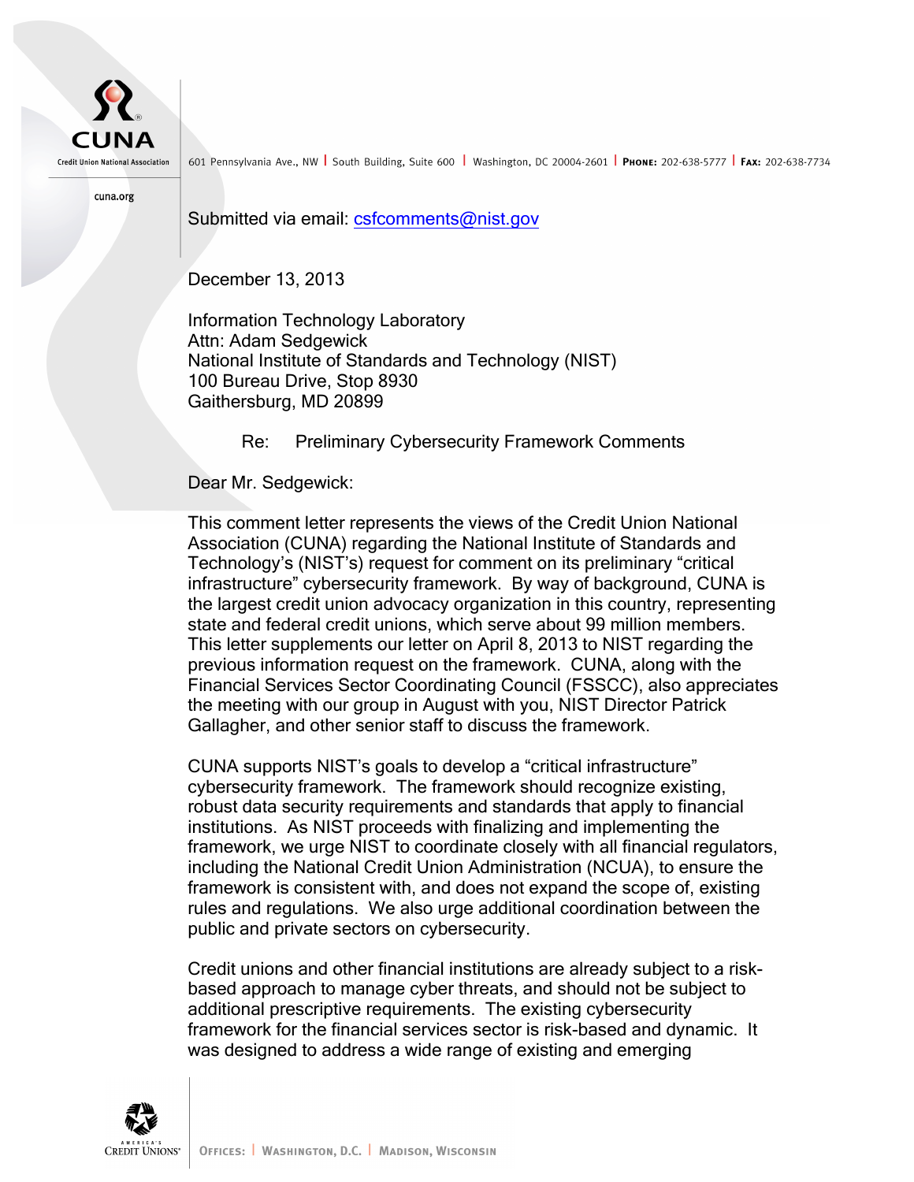CUNA

Credit Union National Association

601 Pennsylvania Ave., NW | South Building, Suite 600 | Washington, DC 20004-2601 | **Phone:** 202-638-5777 | **Fax:** 202-638-7734

cuna.org

Submitted via email: csfcomments@nist.gov

December 13, 2013

Information Technology Laboratory
Attn: Adam Sedgewick
National Institute of Standards and Technology (NIST)
100 Bureau Drive, Stop 8930
Gaithersburg, MD 20899

Re: Preliminary Cybersecurity Framework Comments

Dear Mr. Sedgewick:

This comment letter represents the views of the Credit Union National Association (CUNA) regarding the National Institute of Standards and Technology's (NIST's) request for comment on its preliminary "critical infrastructure" cybersecurity framework. By way of background, CUNA is the largest credit union advocacy organization in this country, representing state and federal credit unions, which serve about 99 million members. This letter supplements our letter on April 8, 2013 to NIST regarding the previous information request on the framework. CUNA, along with the Financial Services Sector Coordinating Council (FSSCC), also appreciates the meeting with our group in August with you, NIST Director Patrick Gallagher, and other senior staff to discuss the framework.

CUNA supports NIST's goals to develop a "critical infrastructure" cybersecurity framework. The framework should recognize existing, robust data security requirements and standards that apply to financial institutions. As NIST proceeds with finalizing and implementing the framework, we urge NIST to coordinate closely with all financial regulators, including the National Credit Union Administration (NCUA), to ensure the framework is consistent with, and does not expand the scope of, existing rules and regulations. We also urge additional coordination between the public and private sectors on cybersecurity.

Credit unions and other financial institutions are already subject to a risk-based approach to manage cyber threats, and should not be subject to additional prescriptive requirements. The existing cybersecurity framework for the financial services sector is risk-based and dynamic. It was designed to address a wide range of existing and emerging

America's Credit Unions

Offices: | Washington, D.C. | Madison, Wisconsin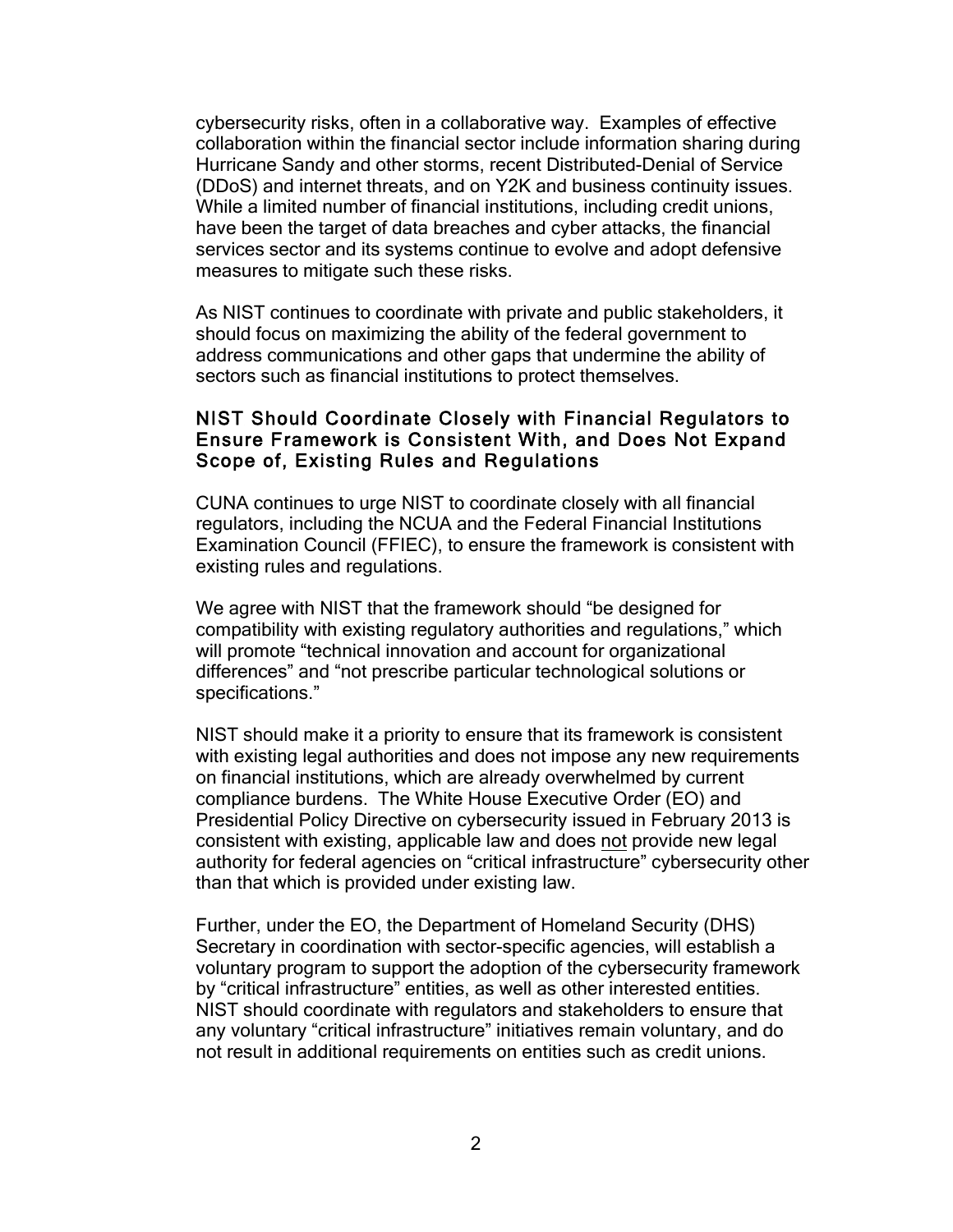cybersecurity risks, often in a collaborative way. Examples of effective collaboration within the financial sector include information sharing during Hurricane Sandy and other storms, recent Distributed-Denial of Service (DDoS) and internet threats, and on Y2K and business continuity issues. While a limited number of financial institutions, including credit unions, have been the target of data breaches and cyber attacks, the financial services sector and its systems continue to evolve and adopt defensive measures to mitigate such these risks.

As NIST continues to coordinate with private and public stakeholders, it should focus on maximizing the ability of the federal government to address communications and other gaps that undermine the ability of sectors such as financial institutions to protect themselves.

## NIST Should Coordinate Closely with Financial Regulators to Ensure Framework is Consistent With, and Does Not Expand Scope of, Existing Rules and Regulations

CUNA continues to urge NIST to coordinate closely with all financial regulators, including the NCUA and the Federal Financial Institutions Examination Council (FFIEC), to ensure the framework is consistent with existing rules and regulations.

We agree with NIST that the framework should "be designed for compatibility with existing regulatory authorities and regulations," which will promote "technical innovation and account for organizational differences" and "not prescribe particular technological solutions or specifications."

NIST should make it a priority to ensure that its framework is consistent with existing legal authorities and does not impose any new requirements on financial institutions, which are already overwhelmed by current compliance burdens. The White House Executive Order (EO) and Presidential Policy Directive on cybersecurity issued in February 2013 is consistent with existing, applicable law and does <u>not</u> provide new legal authority for federal agencies on "critical infrastructure" cybersecurity other than that which is provided under existing law.

Further, under the EO, the Department of Homeland Security (DHS) Secretary in coordination with sector-specific agencies, will establish a voluntary program to support the adoption of the cybersecurity framework by "critical infrastructure" entities, as well as other interested entities. NIST should coordinate with regulators and stakeholders to ensure that any voluntary "critical infrastructure" initiatives remain voluntary, and do not result in additional requirements on entities such as credit unions.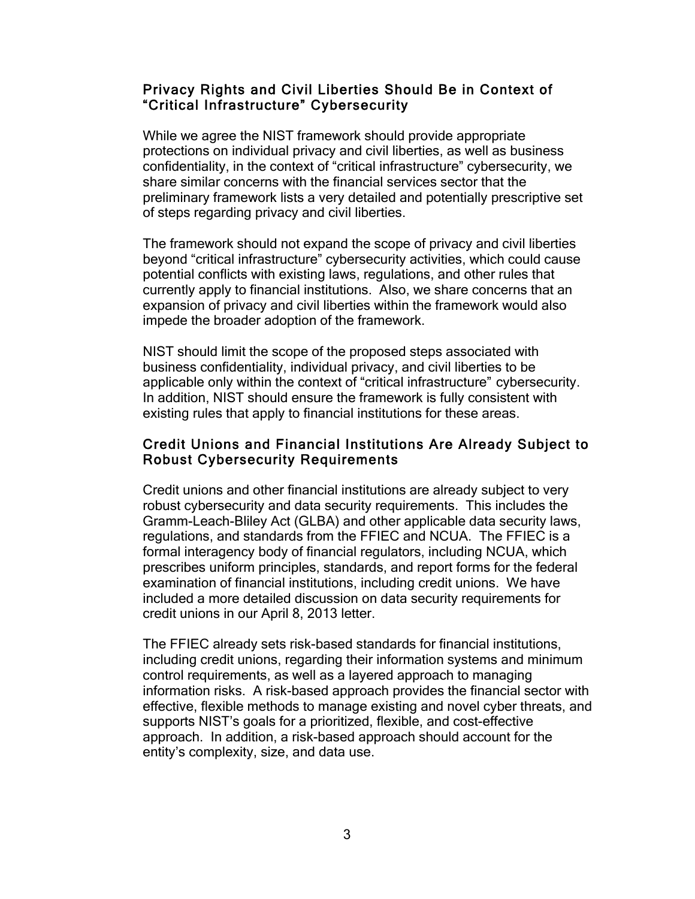## Privacy Rights and Civil Liberties Should Be in Context of "Critical Infrastructure" Cybersecurity

While we agree the NIST framework should provide appropriate protections on individual privacy and civil liberties, as well as business confidentiality, in the context of "critical infrastructure" cybersecurity, we share similar concerns with the financial services sector that the preliminary framework lists a very detailed and potentially prescriptive set of steps regarding privacy and civil liberties.

The framework should not expand the scope of privacy and civil liberties beyond "critical infrastructure" cybersecurity activities, which could cause potential conflicts with existing laws, regulations, and other rules that currently apply to financial institutions. Also, we share concerns that an expansion of privacy and civil liberties within the framework would also impede the broader adoption of the framework.

NIST should limit the scope of the proposed steps associated with business confidentiality, individual privacy, and civil liberties to be applicable only within the context of "critical infrastructure" cybersecurity. In addition, NIST should ensure the framework is fully consistent with existing rules that apply to financial institutions for these areas.

## Credit Unions and Financial Institutions Are Already Subject to Robust Cybersecurity Requirements

Credit unions and other financial institutions are already subject to very robust cybersecurity and data security requirements. This includes the Gramm-Leach-Bliley Act (GLBA) and other applicable data security laws, regulations, and standards from the FFIEC and NCUA. The FFIEC is a formal interagency body of financial regulators, including NCUA, which prescribes uniform principles, standards, and report forms for the federal examination of financial institutions, including credit unions. We have included a more detailed discussion on data security requirements for credit unions in our April 8, 2013 letter.

The FFIEC already sets risk-based standards for financial institutions, including credit unions, regarding their information systems and minimum control requirements, as well as a layered approach to managing information risks. A risk-based approach provides the financial sector with effective, flexible methods to manage existing and novel cyber threats, and supports NIST's goals for a prioritized, flexible, and cost-effective approach. In addition, a risk-based approach should account for the entity's complexity, size, and data use.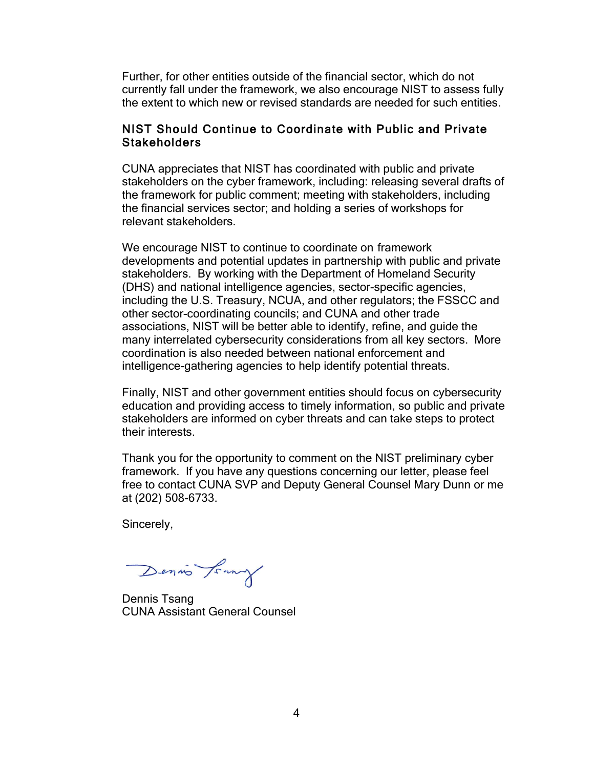Further, for other entities outside of the financial sector, which do not currently fall under the framework, we also encourage NIST to assess fully the extent to which new or revised standards are needed for such entities.

## NIST Should Continue to Coordinate with Public and Private Stakeholders

CUNA appreciates that NIST has coordinated with public and private stakeholders on the cyber framework, including: releasing several drafts of the framework for public comment; meeting with stakeholders, including the financial services sector; and holding a series of workshops for relevant stakeholders.

We encourage NIST to continue to coordinate on framework developments and potential updates in partnership with public and private stakeholders. By working with the Department of Homeland Security (DHS) and national intelligence agencies, sector-specific agencies, including the U.S. Treasury, NCUA, and other regulators; the FSSCC and other sector-coordinating councils; and CUNA and other trade associations, NIST will be better able to identify, refine, and guide the many interrelated cybersecurity considerations from all key sectors. More coordination is also needed between national enforcement and intelligence-gathering agencies to help identify potential threats.

Finally, NIST and other government entities should focus on cybersecurity education and providing access to timely information, so public and private stakeholders are informed on cyber threats and can take steps to protect their interests.

Thank you for the opportunity to comment on the NIST preliminary cyber framework. If you have any questions concerning our letter, please feel free to contact CUNA SVP and Deputy General Counsel Mary Dunn or me at (202) 508-6733.

Sincerely,

Dennis Tsang

Dennis Tsang
CUNA Assistant General Counsel